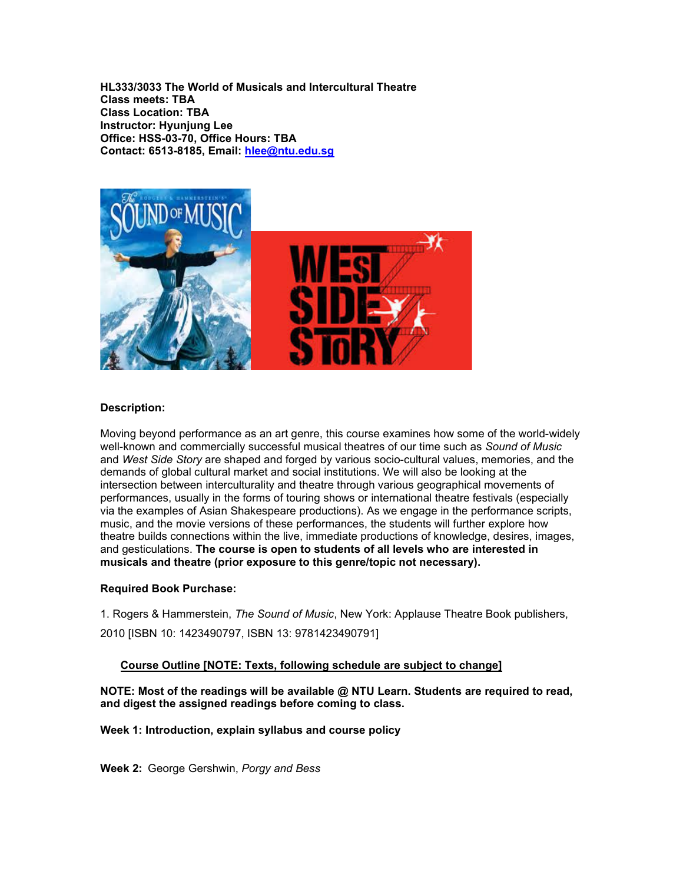**HL333/3033 The World of Musicals and Intercultural Theatre**
**Class meets: TBA**
**Class Location: TBA**
**Instructor: Hyunjung Lee**
**Office: HSS-03-70, Office Hours: TBA**
**Contact: 6513-8185, Email: hlee@ntu.edu.sg**

**Description:**

Moving beyond performance as an art genre, this course examines how some of the world-widely well-known and commercially successful musical theatres of our time such as *Sound of Music* and *West Side Story* are shaped and forged by various socio-cultural values, memories, and the demands of global cultural market and social institutions. We will also be looking at the intersection between interculturality and theatre through various geographical movements of performances, usually in the forms of touring shows or international theatre festivals (especially via the examples of Asian Shakespeare productions). As we engage in the performance scripts, music, and the movie versions of these performances, the students will further explore how theatre builds connections within the live, immediate productions of knowledge, desires, images, and gesticulations. **The course is open to students of all levels who are interested in musicals and theatre (prior exposure to this genre/topic not necessary).**

**Required Book Purchase:**

1. Rogers & Hammerstein, *The Sound of Music*, New York: Applause Theatre Book publishers, 2010 [ISBN 10: 1423490797, ISBN 13: 9781423490791]

**Course Outline [NOTE: Texts, following schedule are subject to change]**

**NOTE: Most of the readings will be available @ NTU Learn. Students are required to read, and digest the assigned readings before coming to class.**

**Week 1: Introduction, explain syllabus and course policy**

**Week 2:** George Gershwin, *Porgy and Bess*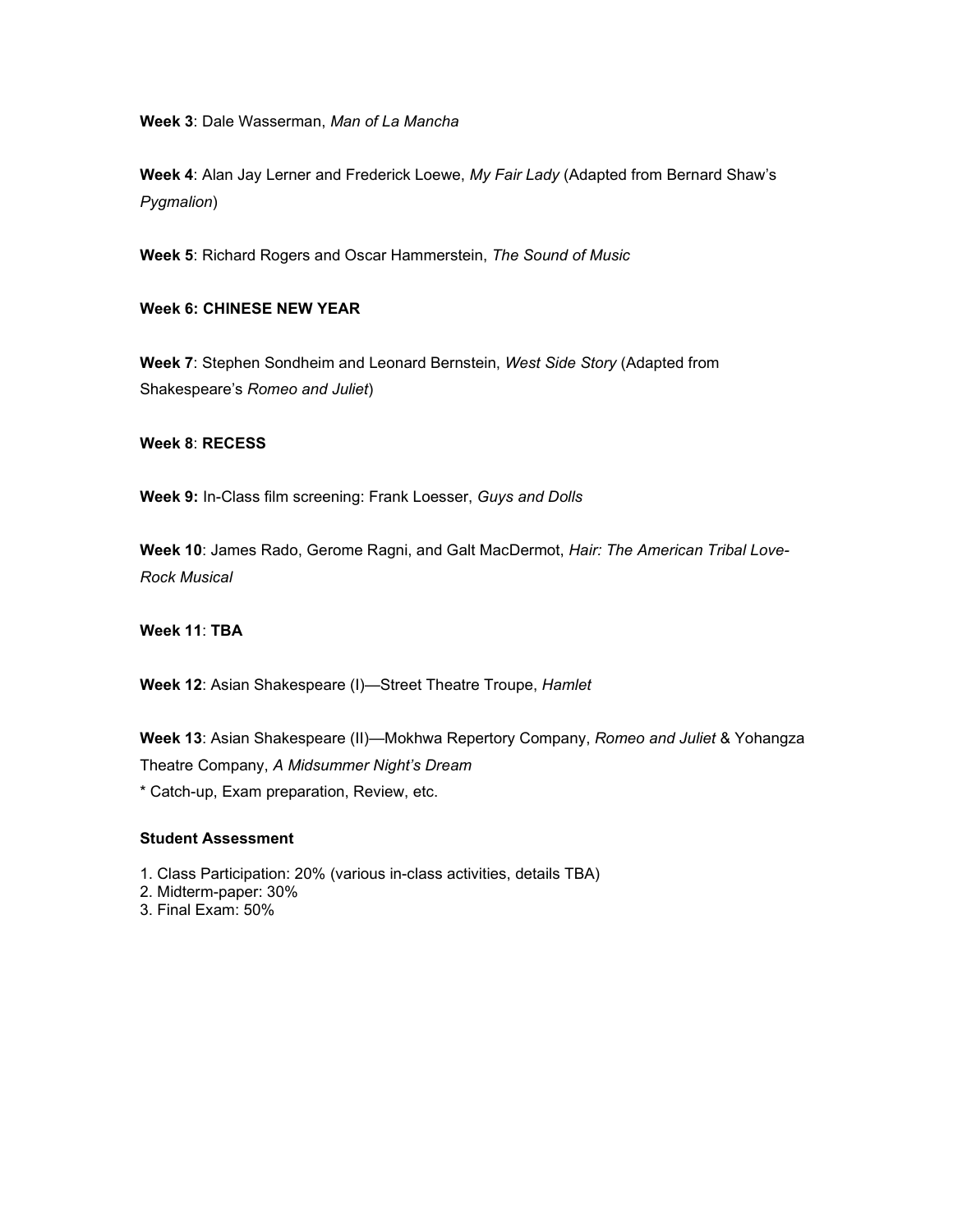**Week 3**: Dale Wasserman, *Man of La Mancha*

**Week 4**: Alan Jay Lerner and Frederick Loewe, *My Fair Lady* (Adapted from Bernard Shaw's *Pygmalion*)

**Week 5**: Richard Rogers and Oscar Hammerstein, *The Sound of Music*

**Week 6: CHINESE NEW YEAR**

**Week 7**: Stephen Sondheim and Leonard Bernstein, *West Side Story* (Adapted from Shakespeare's *Romeo and Juliet*)

**Week 8**: **RECESS**

**Week 9:** In-Class film screening: Frank Loesser, *Guys and Dolls*

**Week 10**: James Rado, Gerome Ragni, and Galt MacDermot, *Hair: The American Tribal Love-Rock Musical*

**Week 11**: **TBA**

**Week 12**: Asian Shakespeare (I)—Street Theatre Troupe, *Hamlet*

**Week 13**: Asian Shakespeare (II)—Mokhwa Repertory Company, *Romeo and Juliet* & Yohangza Theatre Company, *A Midsummer Night's Dream*
* Catch-up, Exam preparation, Review, etc.

**Student Assessment**

1. Class Participation: 20% (various in-class activities, details TBA)
2. Midterm-paper: 30%
3. Final Exam: 50%